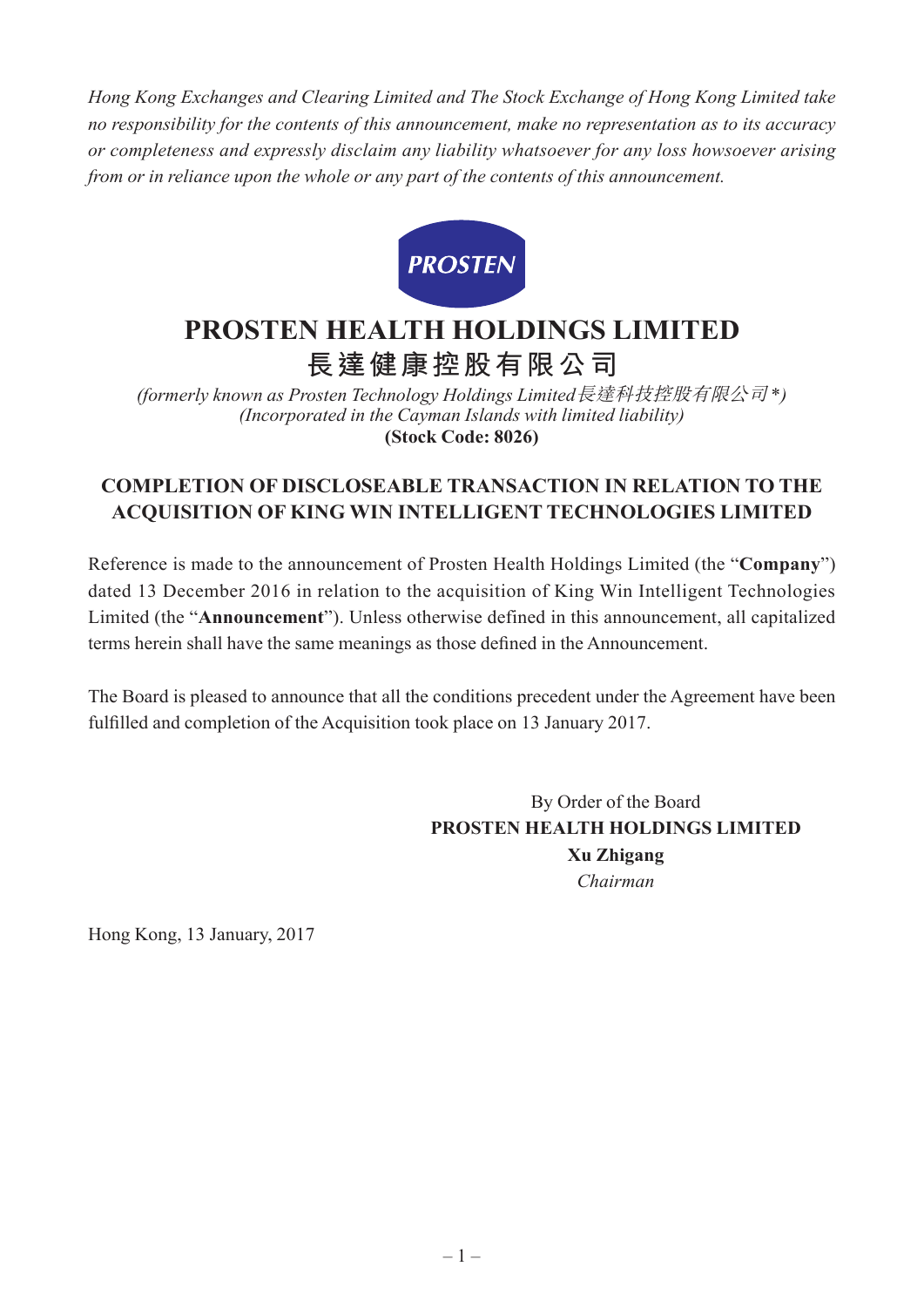*Hong Kong Exchanges and Clearing Limited and The Stock Exchange of Hong Kong Limited take no responsibility for the contents of this announcement, make no representation as to its accuracy or completeness and expressly disclaim any liability whatsoever for any loss howsoever arising from or in reliance upon the whole or any part of the contents of this announcement.*

PROSTEN

# PROSTEN HEALTH HOLDINGS LIMITED
# 長達健康控股有限公司

*(formerly known as Prosten Technology Holdings Limited長達科技控股有限公司\*)*
*(Incorporated in the Cayman Islands with limited liability)*
**(Stock Code: 8026)**

## COMPLETION OF DISCLOSEABLE TRANSACTION IN RELATION TO THE ACQUISITION OF KING WIN INTELLIGENT TECHNOLOGIES LIMITED

Reference is made to the announcement of Prosten Health Holdings Limited (the "**Company**") dated 13 December 2016 in relation to the acquisition of King Win Intelligent Technologies Limited (the "**Announcement**"). Unless otherwise defined in this announcement, all capitalized terms herein shall have the same meanings as those defined in the Announcement.

The Board is pleased to announce that all the conditions precedent under the Agreement have been fulfilled and completion of the Acquisition took place on 13 January 2017.

By Order of the Board
**PROSTEN HEALTH HOLDINGS LIMITED**
**Xu Zhigang**
*Chairman*

Hong Kong, 13 January, 2017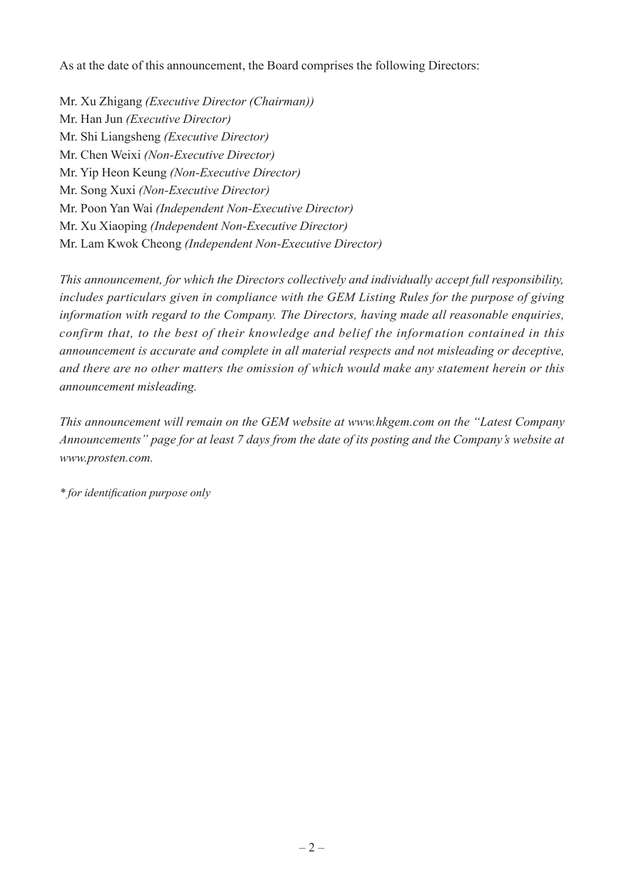As at the date of this announcement, the Board comprises the following Directors:

Mr. Xu Zhigang *(Executive Director (Chairman))*
Mr. Han Jun *(Executive Director)*
Mr. Shi Liangsheng *(Executive Director)*
Mr. Chen Weixi *(Non-Executive Director)*
Mr. Yip Heon Keung *(Non-Executive Director)*
Mr. Song Xuxi *(Non-Executive Director)*
Mr. Poon Yan Wai *(Independent Non-Executive Director)*
Mr. Xu Xiaoping *(Independent Non-Executive Director)*
Mr. Lam Kwok Cheong *(Independent Non-Executive Director)*

*This announcement, for which the Directors collectively and individually accept full responsibility, includes particulars given in compliance with the GEM Listing Rules for the purpose of giving information with regard to the Company. The Directors, having made all reasonable enquiries, confirm that, to the best of their knowledge and belief the information contained in this announcement is accurate and complete in all material respects and not misleading or deceptive, and there are no other matters the omission of which would make any statement herein or this announcement misleading.*

*This announcement will remain on the GEM website at www.hkgem.com on the "Latest Company Announcements" page for at least 7 days from the date of its posting and the Company's website at www.prosten.com.*

*\* for identification purpose only*